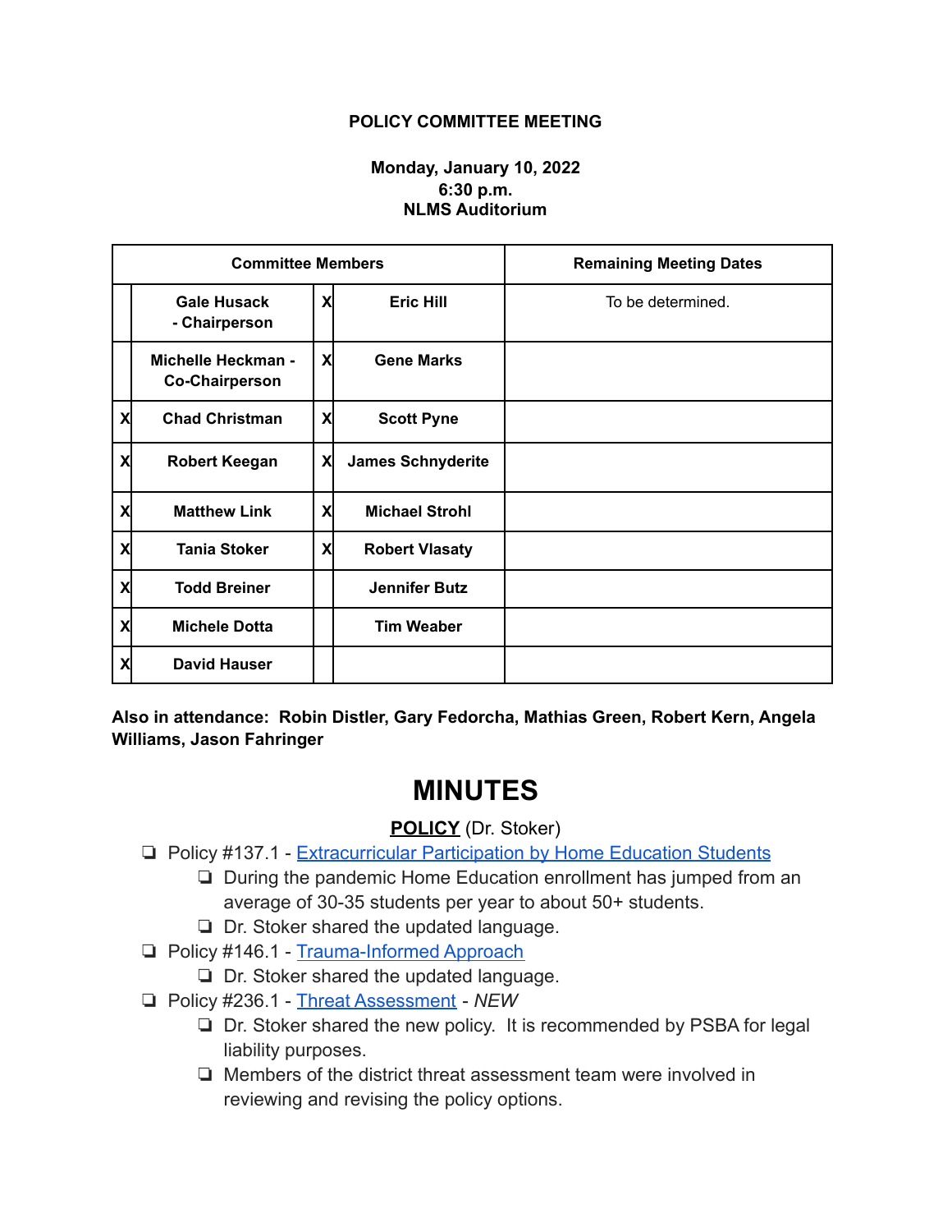**POLICY COMMITTEE MEETING**

**Monday, January 10, 2022**
**6:30 p.m.**
**NLMS Auditorium**

| Committee Members | | | | Remaining Meeting Dates |
|---|---|---|---|---|
| | **Gale Husack - Chairperson** | X | **Eric Hill** | To be determined. |
| | **Michelle Heckman - Co-Chairperson** | X | **Gene Marks** | |
| X | **Chad Christman** | X | **Scott Pyne** | |
| X | **Robert Keegan** | X | **James Schnyderite** | |
| X | **Matthew Link** | X | **Michael Strohl** | |
| X | **Tania Stoker** | X | **Robert Vlasaty** | |
| X | **Todd Breiner** | | **Jennifer Butz** | |
| X | **Michele Dotta** | | **Tim Weaber** | |
| X | **David Hauser** | | | |

**Also in attendance: Robin Distler, Gary Fedorcha, Mathias Green, Robert Kern, Angela Williams, Jason Fahringer**

# MINUTES

**POLICY** (Dr. Stoker)

- Policy #137.1 - Extracurricular Participation by Home Education Students
  - During the pandemic Home Education enrollment has jumped from an average of 30-35 students per year to about 50+ students.
  - Dr. Stoker shared the updated language.
- Policy #146.1 - Trauma-Informed Approach
  - Dr. Stoker shared the updated language.
- Policy #236.1 - Threat Assessment - *NEW*
  - Dr. Stoker shared the new policy. It is recommended by PSBA for legal liability purposes.
  - Members of the district threat assessment team were involved in reviewing and revising the policy options.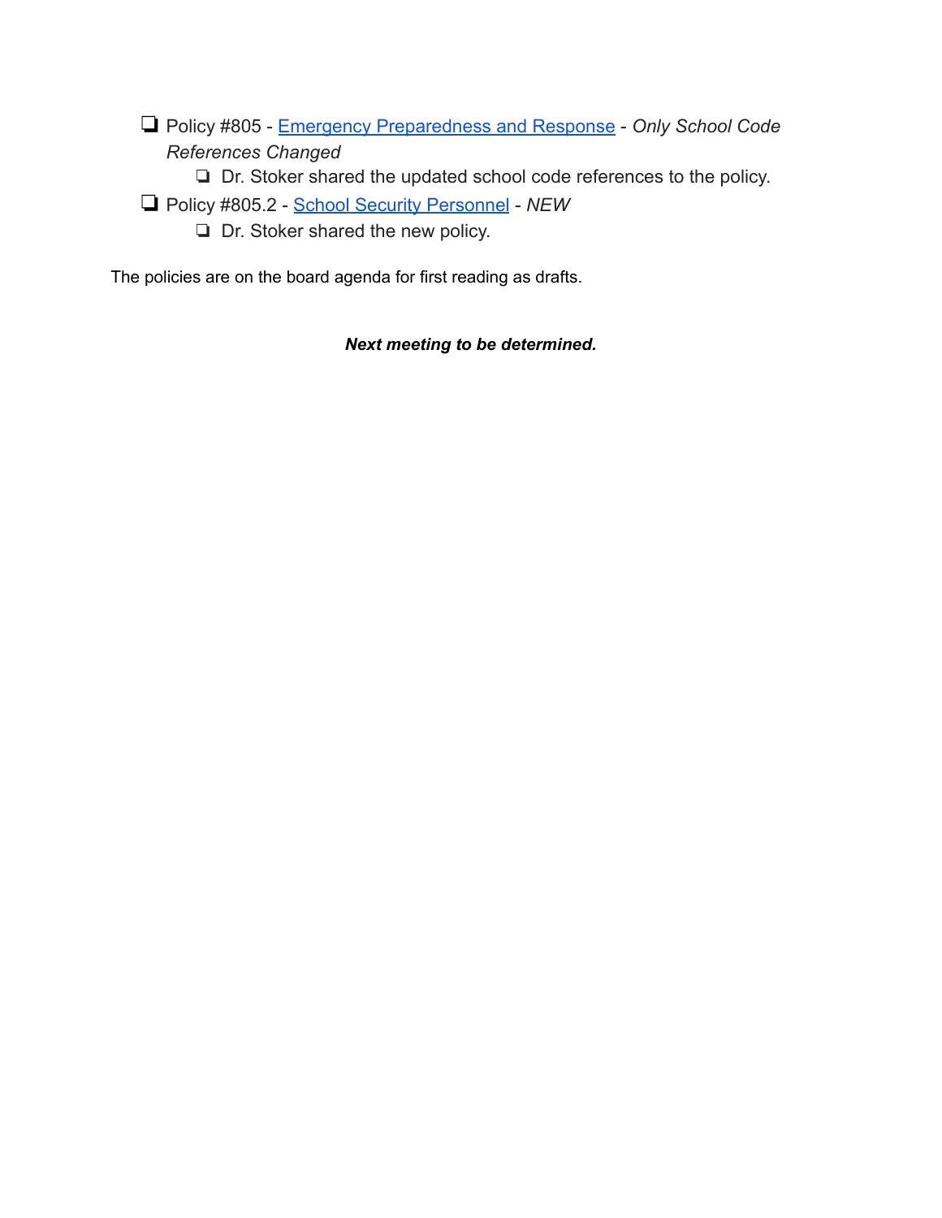- Policy #805 - Emergency Preparedness and Response - *Only School Code References Changed*
  - Dr. Stoker shared the updated school code references to the policy.
- Policy #805.2 - School Security Personnel - *NEW*
  - Dr. Stoker shared the new policy.

The policies are on the board agenda for first reading as drafts.

***Next meeting to be determined.***